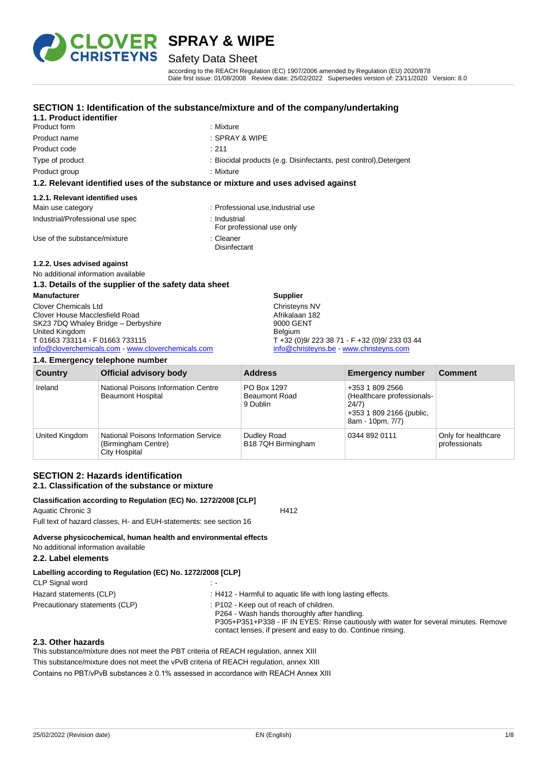# SPRAY & WIPE

## Safety Data Sheet

according to the REACH Regulation (EC) 1907/2006 amended by Regulation (EU) 2020/878
Date first issue: 01/08/2008 Review date: 25/02/2022 Supersedes version of: 23/11/2020 Version: 8.0

## SECTION 1: Identification of the substance/mixture and of the company/undertaking

### 1.1. Product identifier

| | |
|---|---|
| Product form | : Mixture |
| Product name | : SPRAY & WIPE |
| Product code | : 211 |
| Type of product | : Biocidal products (e.g. Disinfectants, pest control),Detergent |
| Product group | : Mixture |

### 1.2. Relevant identified uses of the substance or mixture and uses advised against

#### 1.2.1. Relevant identified uses

| | |
|---|---|
| Main use category | : Professional use,Industrial use |
| Industrial/Professional use spec | : Industrial<br>For professional use only |
| Use of the substance/mixture | : Cleaner<br>Disinfectant |

#### 1.2.2. Uses advised against

No additional information available

### 1.3. Details of the supplier of the safety data sheet

**Manufacturer**

Clover Chemicals Ltd
Clover House Macclesfield Road
SK23 7DQ Whaley Bridge – Derbyshire
United Kingdom
T 01663 733114 - F 01663 733115
info@cloverchemicals.com - www.cloverchemicals.com

**Supplier**

Christeyns NV
Afrikalaan 182
9000 GENT
Belgium
T +32 (0)9/ 223 38 71 - F +32 (0)9/ 233 03 44
info@christeyns.be - www.christeyns.com

### 1.4. Emergency telephone number

| Country | Official advisory body | Address | Emergency number | Comment |
|---|---|---|---|---|
| Ireland | National Poisons Information Centre<br>Beaumont Hospital | PO Box 1297<br>Beaumont Road<br>9 Dublin | +353 1 809 2566 (Healthcare professionals-24/7)<br>+353 1 809 2166 (public, 8am - 10pm, 7/7) | |
| United Kingdom | National Poisons Information Service (Birmingham Centre)<br>City Hospital | Dudley Road<br>B18 7QH Birmingham | 0344 892 0111 | Only for healthcare professionals |

## SECTION 2: Hazards identification

### 2.1. Classification of the substance or mixture

**Classification according to Regulation (EC) No. 1272/2008 [CLP]**

Aquatic Chronic 3 H412

Full text of hazard classes, H- and EUH-statements: see section 16

**Adverse physicochemical, human health and environmental effects**

No additional information available

### 2.2. Label elements

**Labelling according to Regulation (EC) No. 1272/2008 [CLP]**

| | |
|---|---|
| CLP Signal word | : - |
| Hazard statements (CLP) | : H412 - Harmful to aquatic life with long lasting effects. |
| Precautionary statements (CLP) | : P102 - Keep out of reach of children.<br>P264 - Wash hands thoroughly after handling.<br>P305+P351+P338 - IF IN EYES: Rinse cautiously with water for several minutes. Remove contact lenses, if present and easy to do. Continue rinsing. |

### 2.3. Other hazards

This substance/mixture does not meet the PBT criteria of REACH regulation, annex XIII

This substance/mixture does not meet the vPvB criteria of REACH regulation, annex XIII

Contains no PBT/vPvB substances ≥ 0.1% assessed in accordance with REACH Annex XIII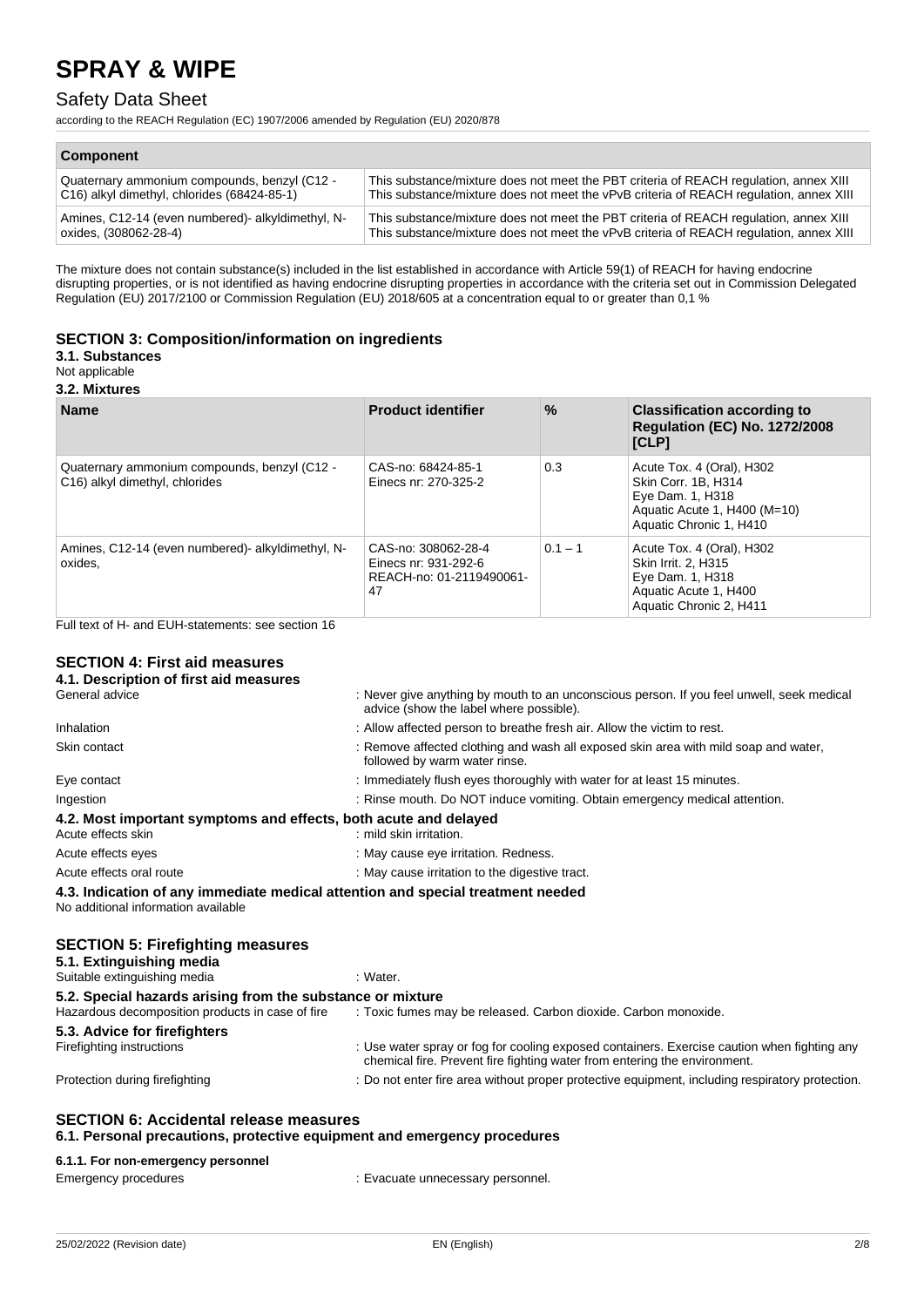| Component | |
|---|---|
| Quaternary ammonium compounds, benzyl (C12 - C16) alkyl dimethyl, chlorides (68424-85-1) | This substance/mixture does not meet the PBT criteria of REACH regulation, annex XIII<br>This substance/mixture does not meet the vPvB criteria of REACH regulation, annex XIII |
| Amines, C12-14 (even numbered)- alkyldimethyl, N-oxides, (308062-28-4) | This substance/mixture does not meet the PBT criteria of REACH regulation, annex XIII<br>This substance/mixture does not meet the vPvB criteria of REACH regulation, annex XIII |

The mixture does not contain substance(s) included in the list established in accordance with Article 59(1) of REACH for having endocrine disrupting properties, or is not identified as having endocrine disrupting properties in accordance with the criteria set out in Commission Delegated Regulation (EU) 2017/2100 or Commission Regulation (EU) 2018/605 at a concentration equal to or greater than 0,1 %

## SECTION 3: Composition/information on ingredients

### 3.1. Substances

Not applicable

### 3.2. Mixtures

| Name | Product identifier | % | Classification according to Regulation (EC) No. 1272/2008 [CLP] |
|---|---|---|---|
| Quaternary ammonium compounds, benzyl (C12 - C16) alkyl dimethyl, chlorides | CAS-no: 68424-85-1<br>Einecs nr: 270-325-2 | 0.3 | Acute Tox. 4 (Oral), H302<br>Skin Corr. 1B, H314<br>Eye Dam. 1, H318<br>Aquatic Acute 1, H400 (M=10)<br>Aquatic Chronic 1, H410 |
| Amines, C12-14 (even numbered)- alkyldimethyl, N-oxides, | CAS-no: 308062-28-4<br>Einecs nr: 931-292-6<br>REACH-no: 01-2119490061-47 | 0.1 – 1 | Acute Tox. 4 (Oral), H302<br>Skin Irrit. 2, H315<br>Eye Dam. 1, H318<br>Aquatic Acute 1, H400<br>Aquatic Chronic 2, H411 |

Full text of H- and EUH-statements: see section 16

## SECTION 4: First aid measures

### 4.1. Description of first aid measures

| | |
|---|---|
| General advice | : Never give anything by mouth to an unconscious person. If you feel unwell, seek medical advice (show the label where possible). |
| Inhalation | : Allow affected person to breathe fresh air. Allow the victim to rest. |
| Skin contact | : Remove affected clothing and wash all exposed skin area with mild soap and water, followed by warm water rinse. |
| Eye contact | : Immediately flush eyes thoroughly with water for at least 15 minutes. |
| Ingestion | : Rinse mouth. Do NOT induce vomiting. Obtain emergency medical attention. |

### 4.2. Most important symptoms and effects, both acute and delayed

| | |
|---|---|
| Acute effects skin | : mild skin irritation. |
| Acute effects eyes | : May cause eye irritation. Redness. |
| Acute effects oral route | : May cause irritation to the digestive tract. |

### 4.3. Indication of any immediate medical attention and special treatment needed

No additional information available

## SECTION 5: Firefighting measures

### 5.1. Extinguishing media

| | |
|---|---|
| Suitable extinguishing media | : Water. |

### 5.2. Special hazards arising from the substance or mixture

| | |
|---|---|
| Hazardous decomposition products in case of fire | : Toxic fumes may be released. Carbon dioxide. Carbon monoxide. |

### 5.3. Advice for firefighters

| | |
|---|---|
| Firefighting instructions | : Use water spray or fog for cooling exposed containers. Exercise caution when fighting any chemical fire. Prevent fire fighting water from entering the environment. |
| Protection during firefighting | : Do not enter fire area without proper protective equipment, including respiratory protection. |

## SECTION 6: Accidental release measures

### 6.1. Personal precautions, protective equipment and emergency procedures

#### 6.1.1. For non-emergency personnel

| | |
|---|---|
| Emergency procedures | : Evacuate unnecessary personnel. |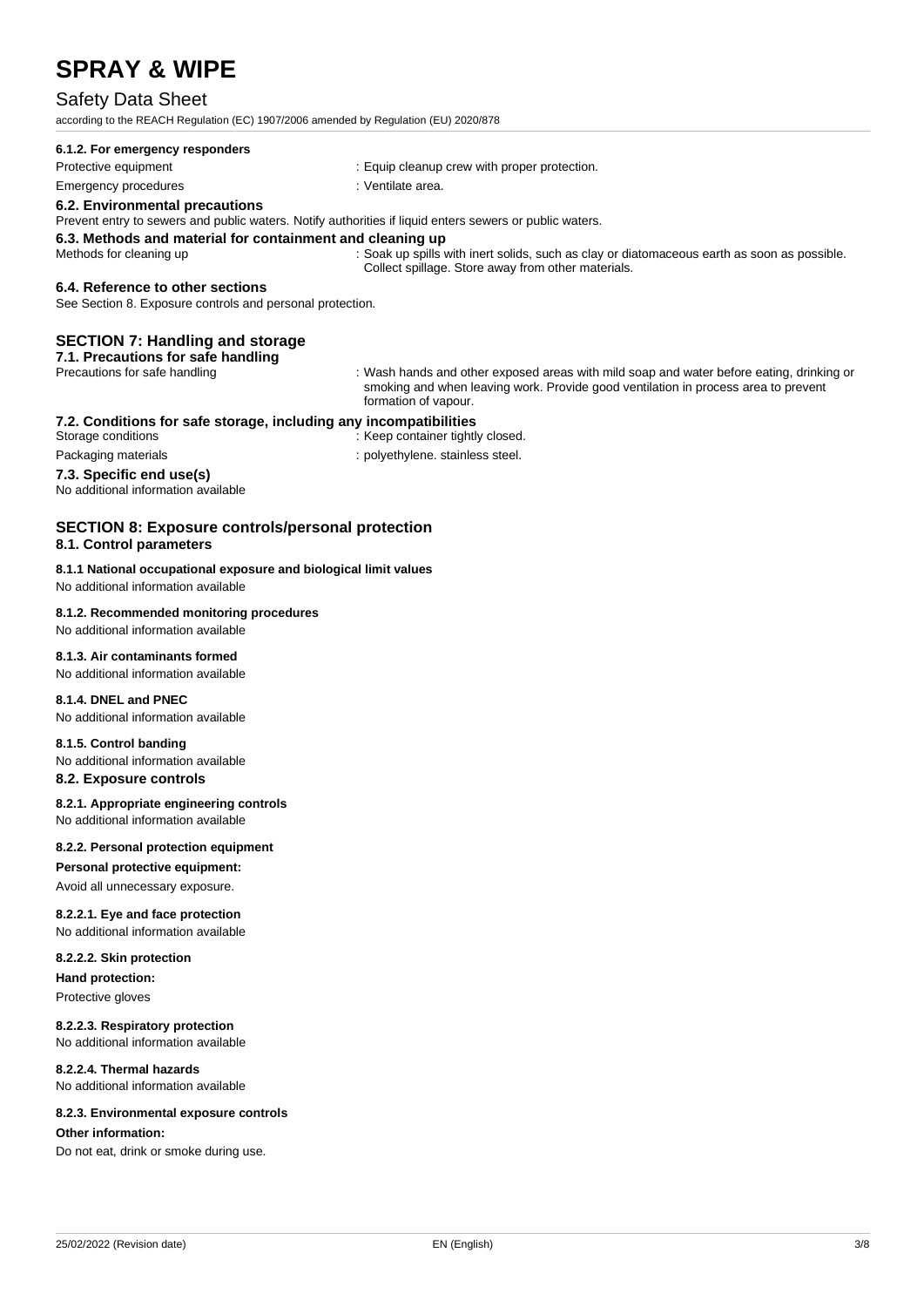#### 6.1.2. For emergency responders

Protective equipment : Equip cleanup crew with proper protection.

Emergency procedures : Ventilate area.

### 6.2. Environmental precautions

Prevent entry to sewers and public waters. Notify authorities if liquid enters sewers or public waters.

### 6.3. Methods and material for containment and cleaning up

Methods for cleaning up : Soak up spills with inert solids, such as clay or diatomaceous earth as soon as possible. Collect spillage. Store away from other materials.

### 6.4. Reference to other sections

See Section 8. Exposure controls and personal protection.

## SECTION 7: Handling and storage

### 7.1. Precautions for safe handling

Precautions for safe handling : Wash hands and other exposed areas with mild soap and water before eating, drinking or smoking and when leaving work. Provide good ventilation in process area to prevent formation of vapour.

### 7.2. Conditions for safe storage, including any incompatibilities

Storage conditions : Keep container tightly closed.

Packaging materials : polyethylene. stainless steel.

### 7.3. Specific end use(s)

No additional information available

## SECTION 8: Exposure controls/personal protection

### 8.1. Control parameters

#### 8.1.1 National occupational exposure and biological limit values

No additional information available

#### 8.1.2. Recommended monitoring procedures

No additional information available

#### 8.1.3. Air contaminants formed

No additional information available

#### 8.1.4. DNEL and PNEC

No additional information available

#### 8.1.5. Control banding

No additional information available

### 8.2. Exposure controls

#### 8.2.1. Appropriate engineering controls

No additional information available

#### 8.2.2. Personal protection equipment

**Personal protective equipment:**

Avoid all unnecessary exposure.

#### 8.2.2.1. Eye and face protection

No additional information available

#### 8.2.2.2. Skin protection

**Hand protection:**

Protective gloves

#### 8.2.2.3. Respiratory protection

No additional information available

#### 8.2.2.4. Thermal hazards

No additional information available

#### 8.2.3. Environmental exposure controls

**Other information:**

Do not eat, drink or smoke during use.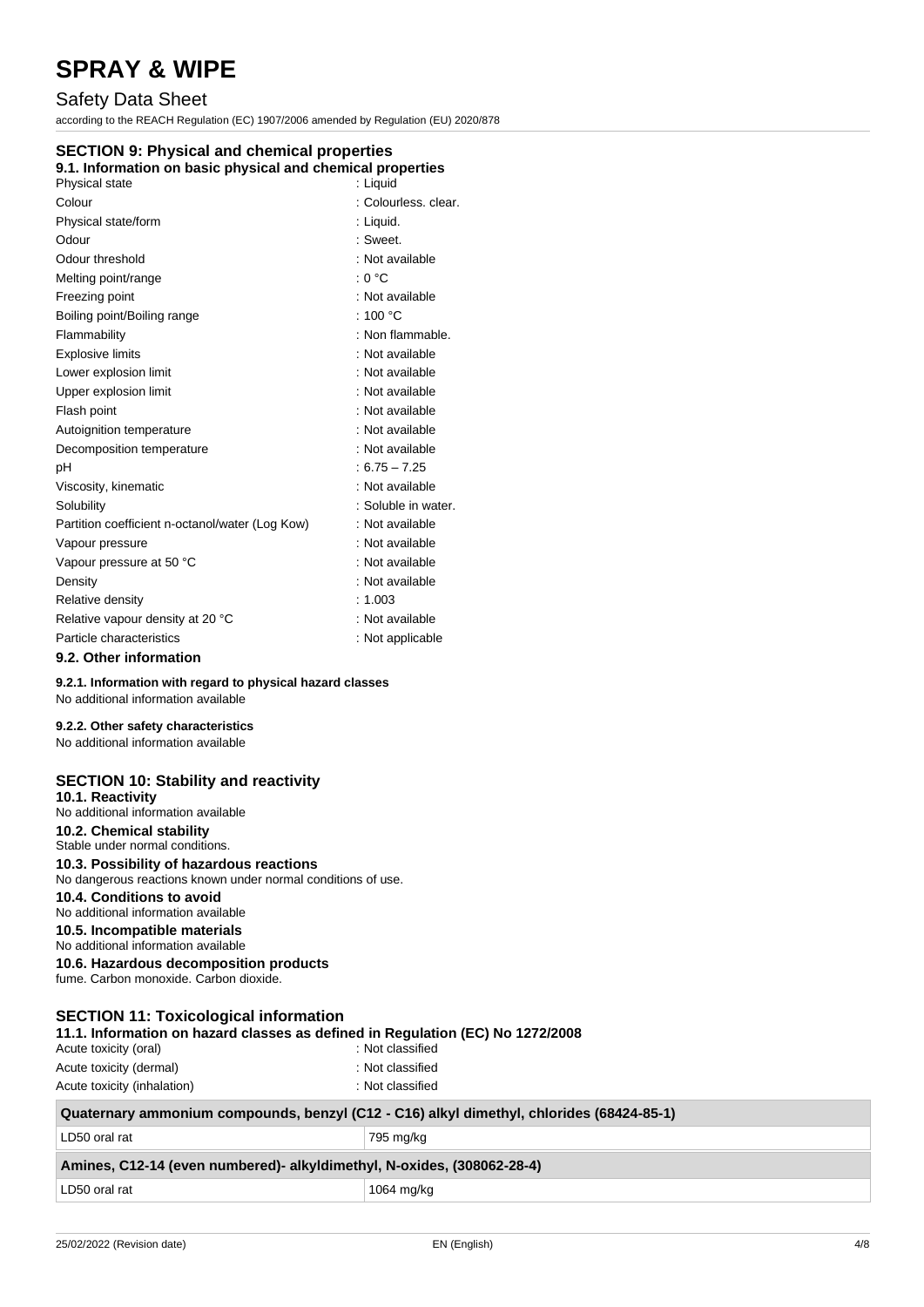## SECTION 9: Physical and chemical properties

### 9.1. Information on basic physical and chemical properties

| | |
|---|---|
| Physical state | : Liquid |
| Colour | : Colourless. clear. |
| Physical state/form | : Liquid. |
| Odour | : Sweet. |
| Odour threshold | : Not available |
| Melting point/range | : 0 °C |
| Freezing point | : Not available |
| Boiling point/Boiling range | : 100 °C |
| Flammability | : Non flammable. |
| Explosive limits | : Not available |
| Lower explosion limit | : Not available |
| Upper explosion limit | : Not available |
| Flash point | : Not available |
| Autoignition temperature | : Not available |
| Decomposition temperature | : Not available |
| pH | : 6.75 – 7.25 |
| Viscosity, kinematic | : Not available |
| Solubility | : Soluble in water. |
| Partition coefficient n-octanol/water (Log Kow) | : Not available |
| Vapour pressure | : Not available |
| Vapour pressure at 50 °C | : Not available |
| Density | : Not available |
| Relative density | : 1.003 |
| Relative vapour density at 20 °C | : Not available |
| Particle characteristics | : Not applicable |

### 9.2. Other information

#### 9.2.1. Information with regard to physical hazard classes

No additional information available

#### 9.2.2. Other safety characteristics

No additional information available

## SECTION 10: Stability and reactivity

### 10.1. Reactivity

No additional information available

### 10.2. Chemical stability

Stable under normal conditions.

### 10.3. Possibility of hazardous reactions

No dangerous reactions known under normal conditions of use.

### 10.4. Conditions to avoid

No additional information available

### 10.5. Incompatible materials

No additional information available

### 10.6. Hazardous decomposition products

fume. Carbon monoxide. Carbon dioxide.

## SECTION 11: Toxicological information

### 11.1. Information on hazard classes as defined in Regulation (EC) No 1272/2008

| | |
|---|---|
| Acute toxicity (oral) | : Not classified |
| Acute toxicity (dermal) | : Not classified |
| Acute toxicity (inhalation) | : Not classified |

| Quaternary ammonium compounds, benzyl (C12 - C16) alkyl dimethyl, chlorides (68424-85-1) | |
|---|---|
| LD50 oral rat | 795 mg/kg |

| Amines, C12-14 (even numbered)- alkyldimethyl, N-oxides, (308062-28-4) | |
|---|---|
| LD50 oral rat | 1064 mg/kg |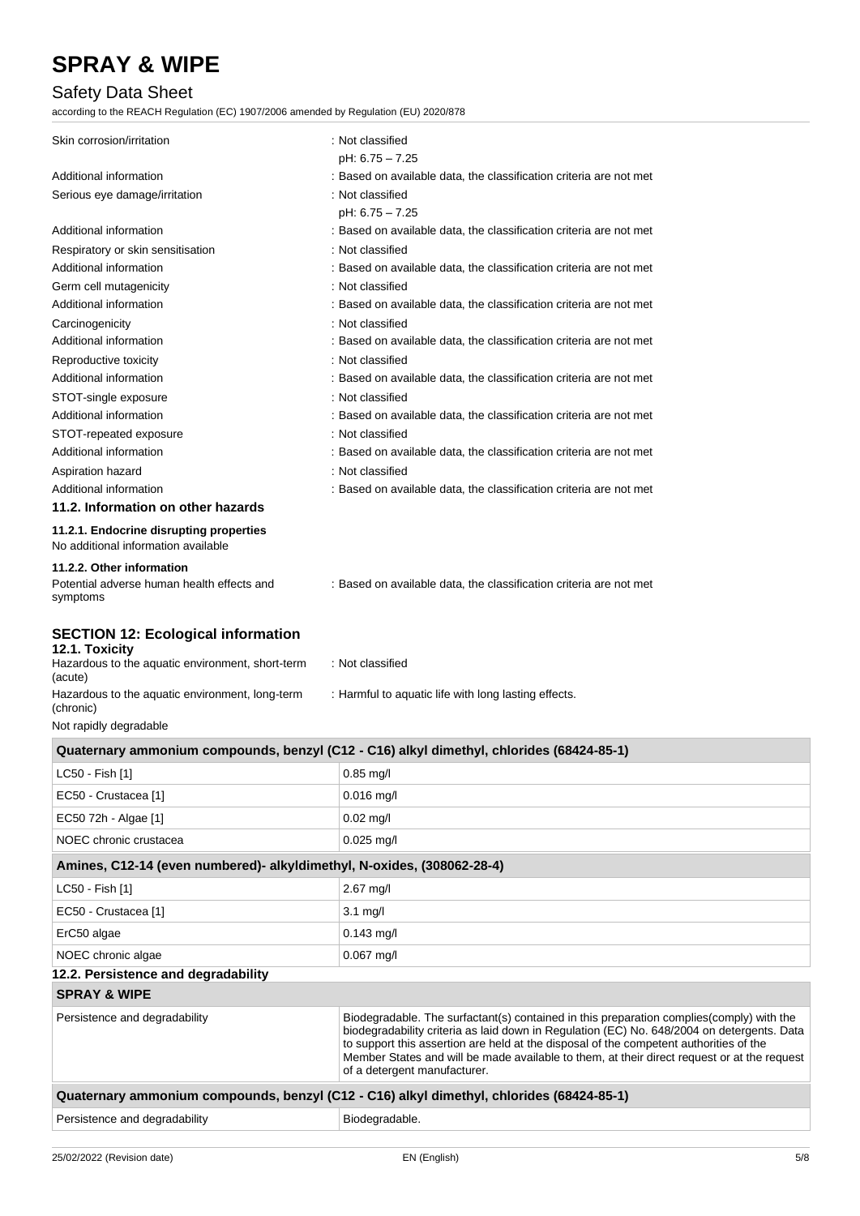| | |
|---|---|
| Skin corrosion/irritation | : Not classified<br>pH: 6.75 – 7.25 |
| Additional information | : Based on available data, the classification criteria are not met |
| Serious eye damage/irritation | : Not classified<br>pH: 6.75 – 7.25 |
| Additional information | : Based on available data, the classification criteria are not met |
| Respiratory or skin sensitisation | : Not classified |
| Additional information | : Based on available data, the classification criteria are not met |
| Germ cell mutagenicity | : Not classified |
| Additional information | : Based on available data, the classification criteria are not met |
| Carcinogenicity | : Not classified |
| Additional information | : Based on available data, the classification criteria are not met |
| Reproductive toxicity | : Not classified |
| Additional information | : Based on available data, the classification criteria are not met |
| STOT-single exposure | : Not classified |
| Additional information | : Based on available data, the classification criteria are not met |
| STOT-repeated exposure | : Not classified |
| Additional information | : Based on available data, the classification criteria are not met |
| Aspiration hazard | : Not classified |
| Additional information | : Based on available data, the classification criteria are not met |

### 11.2. Information on other hazards

#### 11.2.1. Endocrine disrupting properties

No additional information available

#### 11.2.2. Other information

Potential adverse human health effects and symptoms : Based on available data, the classification criteria are not met

## SECTION 12: Ecological information

### 12.1. Toxicity

| | |
|---|---|
| Hazardous to the aquatic environment, short-term (acute) | : Not classified |
| Hazardous to the aquatic environment, long-term (chronic) | : Harmful to aquatic life with long lasting effects. |

Not rapidly degradable

| Quaternary ammonium compounds, benzyl (C12 - C16) alkyl dimethyl, chlorides (68424-85-1) | |
|---|---|
| LC50 - Fish [1] | 0.85 mg/l |
| EC50 - Crustacea [1] | 0.016 mg/l |
| EC50 72h - Algae [1] | 0.02 mg/l |
| NOEC chronic crustacea | 0.025 mg/l |

| Amines, C12-14 (even numbered)- alkyldimethyl, N-oxides, (308062-28-4) | |
|---|---|
| LC50 - Fish [1] | 2.67 mg/l |
| EC50 - Crustacea [1] | 3.1 mg/l |
| ErC50 algae | 0.143 mg/l |
| NOEC chronic algae | 0.067 mg/l |

### 12.2. Persistence and degradability

| SPRAY & WIPE | |
|---|---|
| Persistence and degradability | Biodegradable. The surfactant(s) contained in this preparation complies(comply) with the biodegradability criteria as laid down in Regulation (EC) No. 648/2004 on detergents. Data to support this assertion are held at the disposal of the competent authorities of the Member States and will be made available to them, at their direct request or at the request of a detergent manufacturer. |

| Quaternary ammonium compounds, benzyl (C12 - C16) alkyl dimethyl, chlorides (68424-85-1) | |
|---|---|
| Persistence and degradability | Biodegradable. |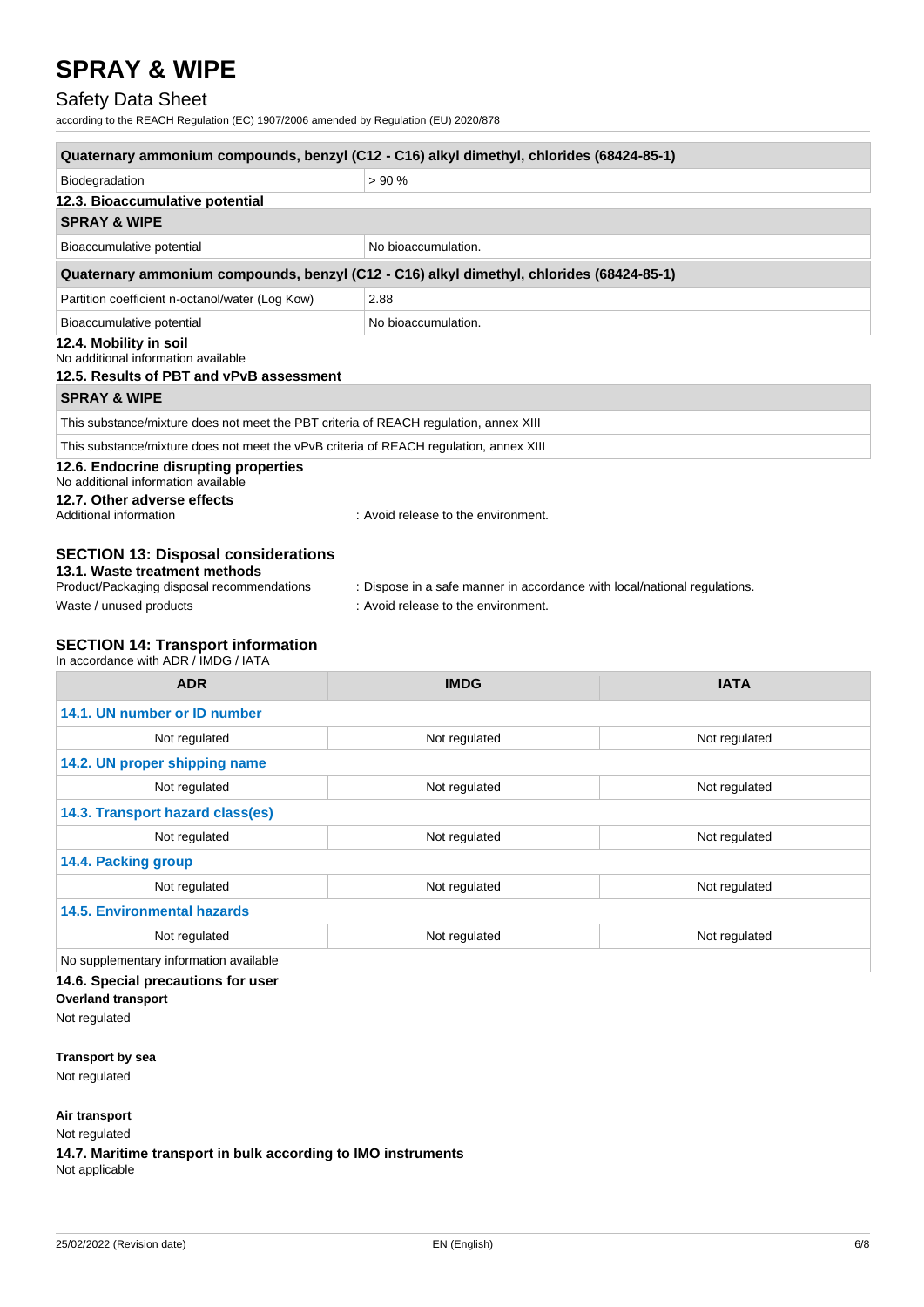| Quaternary ammonium compounds, benzyl (C12 - C16) alkyl dimethyl, chlorides (68424-85-1) | |
|---|---|
| Biodegradation | > 90 % |

### 12.3. Bioaccumulative potential

| SPRAY & WIPE | |
|---|---|
| Bioaccumulative potential | No bioaccumulation. |
| **Quaternary ammonium compounds, benzyl (C12 - C16) alkyl dimethyl, chlorides (68424-85-1)** | |
| Partition coefficient n-octanol/water (Log Kow) | 2.88 |
| Bioaccumulative potential | No bioaccumulation. |

### 12.4. Mobility in soil

No additional information available

### 12.5. Results of PBT and vPvB assessment

| SPRAY & WIPE |
|---|
| This substance/mixture does not meet the PBT criteria of REACH regulation, annex XIII |
| This substance/mixture does not meet the vPvB criteria of REACH regulation, annex XIII |

### 12.6. Endocrine disrupting properties

No additional information available

### 12.7. Other adverse effects

Additional information : Avoid release to the environment.

## SECTION 13: Disposal considerations

### 13.1. Waste treatment methods

Product/Packaging disposal recommendations : Dispose in a safe manner in accordance with local/national regulations.

Waste / unused products : Avoid release to the environment.

## SECTION 14: Transport information

In accordance with ADR / IMDG / IATA

| ADR | IMDG | IATA |
|---|---|---|
| **14.1. UN number or ID number** | | |
| Not regulated | Not regulated | Not regulated |
| **14.2. UN proper shipping name** | | |
| Not regulated | Not regulated | Not regulated |
| **14.3. Transport hazard class(es)** | | |
| Not regulated | Not regulated | Not regulated |
| **14.4. Packing group** | | |
| Not regulated | Not regulated | Not regulated |
| **14.5. Environmental hazards** | | |
| Not regulated | Not regulated | Not regulated |
| No supplementary information available | | |

### 14.6. Special precautions for user

**Overland transport**

Not regulated

**Transport by sea**

Not regulated

**Air transport**

Not regulated

### 14.7. Maritime transport in bulk according to IMO instruments

Not applicable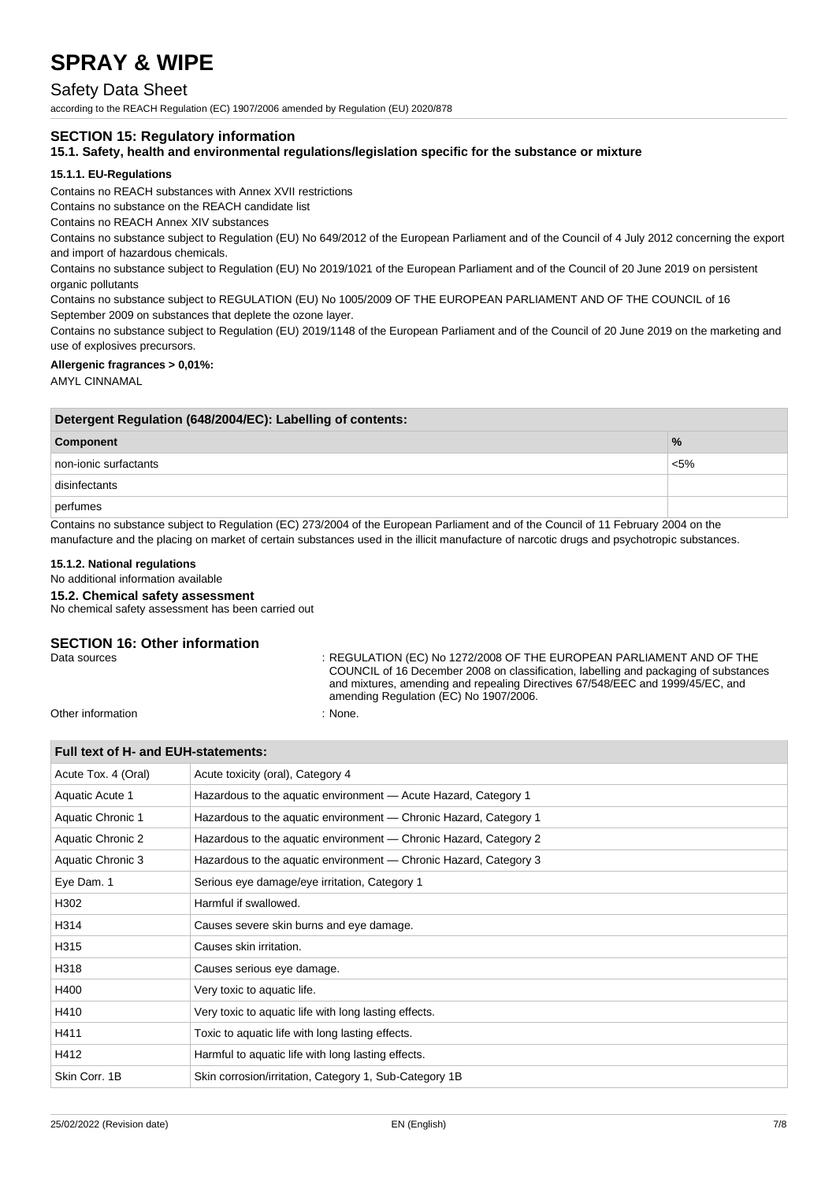## SECTION 15: Regulatory information

### 15.1. Safety, health and environmental regulations/legislation specific for the substance or mixture

#### 15.1.1. EU-Regulations

Contains no REACH substances with Annex XVII restrictions

Contains no substance on the REACH candidate list

Contains no REACH Annex XIV substances

Contains no substance subject to Regulation (EU) No 649/2012 of the European Parliament and of the Council of 4 July 2012 concerning the export and import of hazardous chemicals.

Contains no substance subject to Regulation (EU) No 2019/1021 of the European Parliament and of the Council of 20 June 2019 on persistent organic pollutants

Contains no substance subject to REGULATION (EU) No 1005/2009 OF THE EUROPEAN PARLIAMENT AND OF THE COUNCIL of 16 September 2009 on substances that deplete the ozone layer.

Contains no substance subject to Regulation (EU) 2019/1148 of the European Parliament and of the Council of 20 June 2019 on the marketing and use of explosives precursors.

**Allergenic fragrances > 0,01%:**

AMYL CINNAMAL

| Detergent Regulation (648/2004/EC): Labelling of contents: | |
|---|---|
| **Component** | **%** |
| non-ionic surfactants | <5% |
| disinfectants | |
| perfumes | |

Contains no substance subject to Regulation (EC) 273/2004 of the European Parliament and of the Council of 11 February 2004 on the manufacture and the placing on market of certain substances used in the illicit manufacture of narcotic drugs and psychotropic substances.

#### 15.1.2. National regulations

No additional information available

### 15.2. Chemical safety assessment

No chemical safety assessment has been carried out

## SECTION 16: Other information

Data sources : REGULATION (EC) No 1272/2008 OF THE EUROPEAN PARLIAMENT AND OF THE COUNCIL of 16 December 2008 on classification, labelling and packaging of substances and mixtures, amending and repealing Directives 67/548/EEC and 1999/45/EC, and amending Regulation (EC) No 1907/2006.

Other information : None.

| Full text of H- and EUH-statements: | |
|---|---|
| Acute Tox. 4 (Oral) | Acute toxicity (oral), Category 4 |
| Aquatic Acute 1 | Hazardous to the aquatic environment — Acute Hazard, Category 1 |
| Aquatic Chronic 1 | Hazardous to the aquatic environment — Chronic Hazard, Category 1 |
| Aquatic Chronic 2 | Hazardous to the aquatic environment — Chronic Hazard, Category 2 |
| Aquatic Chronic 3 | Hazardous to the aquatic environment — Chronic Hazard, Category 3 |
| Eye Dam. 1 | Serious eye damage/eye irritation, Category 1 |
| H302 | Harmful if swallowed. |
| H314 | Causes severe skin burns and eye damage. |
| H315 | Causes skin irritation. |
| H318 | Causes serious eye damage. |
| H400 | Very toxic to aquatic life. |
| H410 | Very toxic to aquatic life with long lasting effects. |
| H411 | Toxic to aquatic life with long lasting effects. |
| H412 | Harmful to aquatic life with long lasting effects. |
| Skin Corr. 1B | Skin corrosion/irritation, Category 1, Sub-Category 1B |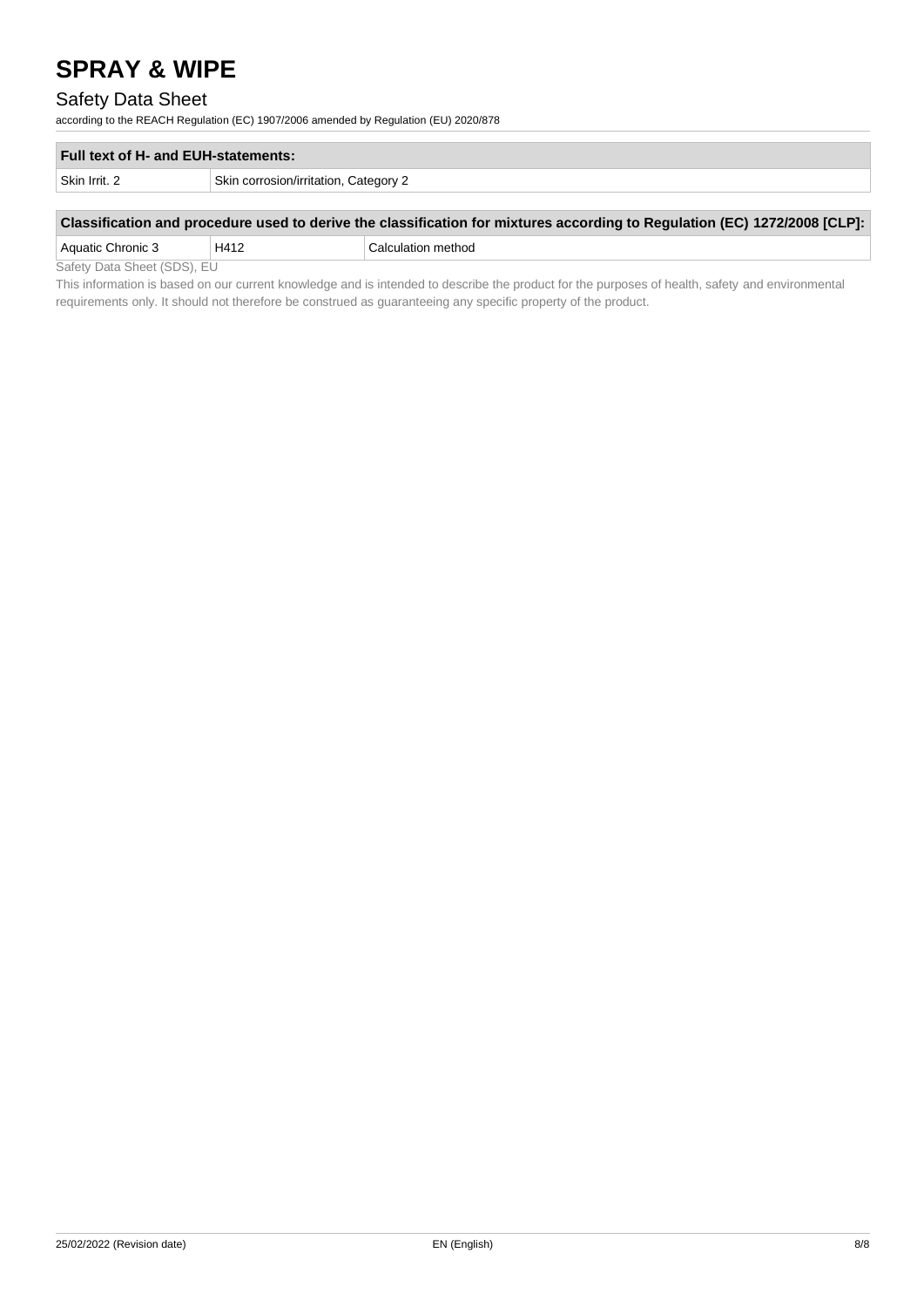# SPRAY & WIPE

## Safety Data Sheet

according to the REACH Regulation (EC) 1907/2006 amended by Regulation (EU) 2020/878

| Full text of H- and EUH-statements: | |
|---|---|
| Skin Irrit. 2 | Skin corrosion/irritation, Category 2 |

| Classification and procedure used to derive the classification for mixtures according to Regulation (EC) 1272/2008 [CLP]: | | |
|---|---|---|
| Aquatic Chronic 3 | H412 | Calculation method |

Safety Data Sheet (SDS), EU

This information is based on our current knowledge and is intended to describe the product for the purposes of health, safety and environmental requirements only. It should not therefore be construed as guaranteeing any specific property of the product.